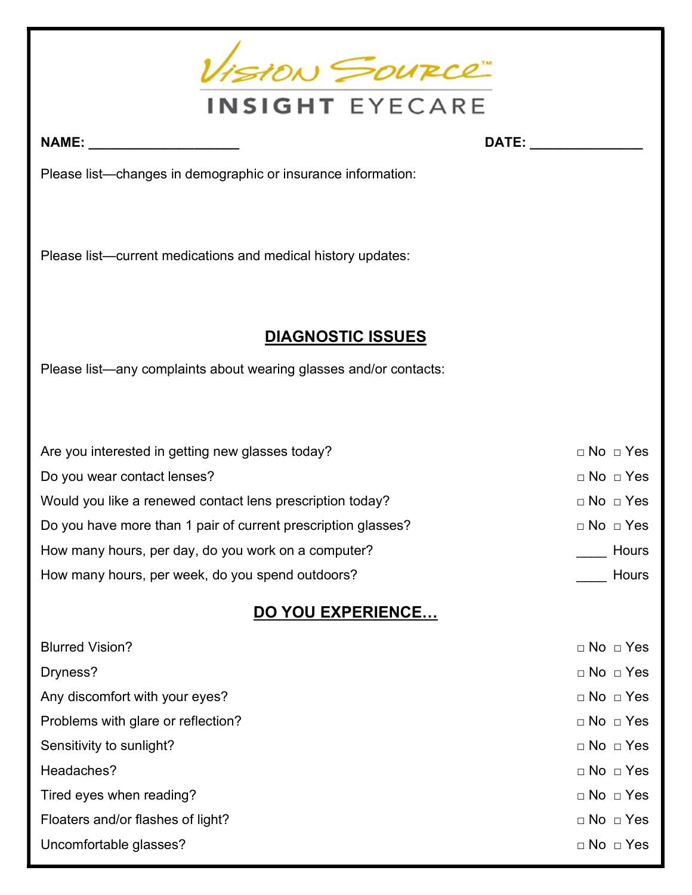# Vision Source™

## INSIGHT EYECARE

**NAME:** ____________________ **DATE:** _______________

Please list—changes in demographic or insurance information:

Please list—current medications and medical history updates:

## DIAGNOSTIC ISSUES

Please list—any complaints about wearing glasses and/or contacts:

| | |
|---|---|
| Are you interested in getting new glasses today? | □ No □ Yes |
| Do you wear contact lenses? | □ No □ Yes |
| Would you like a renewed contact lens prescription today? | □ No □ Yes |
| Do you have more than 1 pair of current prescription glasses? | □ No □ Yes |
| How many hours, per day, do you work on a computer? | ____ Hours |
| How many hours, per week, do you spend outdoors? | ____ Hours |

## DO YOU EXPERIENCE…

| | |
|---|---|
| Blurred Vision? | □ No □ Yes |
| Dryness? | □ No □ Yes |
| Any discomfort with your eyes? | □ No □ Yes |
| Problems with glare or reflection? | □ No □ Yes |
| Sensitivity to sunlight? | □ No □ Yes |
| Headaches? | □ No □ Yes |
| Tired eyes when reading? | □ No □ Yes |
| Floaters and/or flashes of light? | □ No □ Yes |
| Uncomfortable glasses? | □ No □ Yes |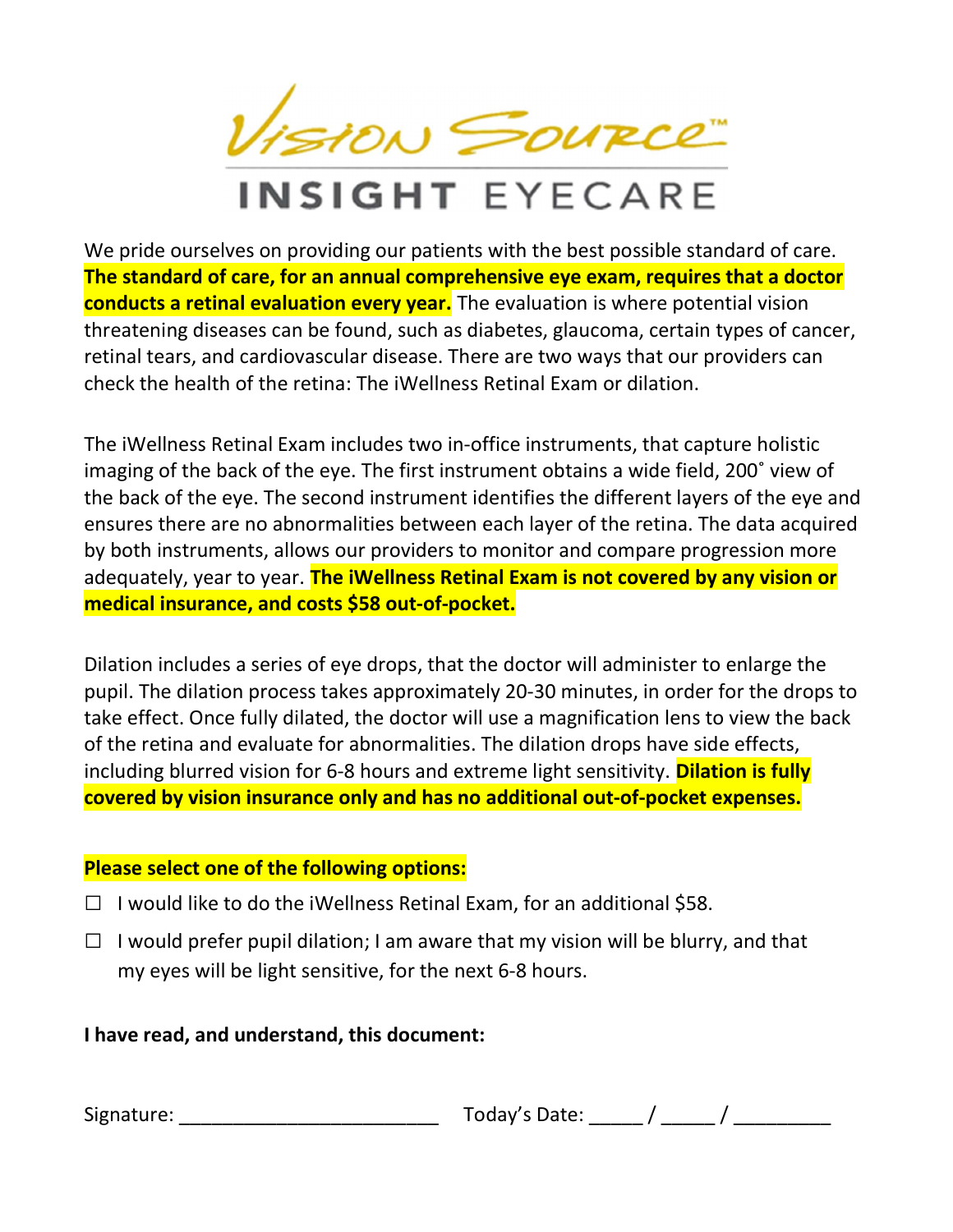# Vision Source™

## INSIGHT EYECARE

We pride ourselves on providing our patients with the best possible standard of care. **The standard of care, for an annual comprehensive eye exam, requires that a doctor conducts a retinal evaluation every year.** The evaluation is where potential vision threatening diseases can be found, such as diabetes, glaucoma, certain types of cancer, retinal tears, and cardiovascular disease. There are two ways that our providers can check the health of the retina: The iWellness Retinal Exam or dilation.

The iWellness Retinal Exam includes two in-office instruments, that capture holistic imaging of the back of the eye. The first instrument obtains a wide field, 200˚ view of the back of the eye. The second instrument identifies the different layers of the eye and ensures there are no abnormalities between each layer of the retina. The data acquired by both instruments, allows our providers to monitor and compare progression more adequately, year to year. **The iWellness Retinal Exam is not covered by any vision or medical insurance, and costs $58 out-of-pocket.**

Dilation includes a series of eye drops, that the doctor will administer to enlarge the pupil. The dilation process takes approximately 20-30 minutes, in order for the drops to take effect. Once fully dilated, the doctor will use a magnification lens to view the back of the retina and evaluate for abnormalities. The dilation drops have side effects, including blurred vision for 6-8 hours and extreme light sensitivity. **Dilation is fully covered by vision insurance only and has no additional out-of-pocket expenses.**

**Please select one of the following options:**

☐ I would like to do the iWellness Retinal Exam, for an additional $58.

☐ I would prefer pupil dilation; I am aware that my vision will be blurry, and that my eyes will be light sensitive, for the next 6-8 hours.

**I have read, and understand, this document:**

Signature: ________________________ Today's Date: _____ / _____ / _________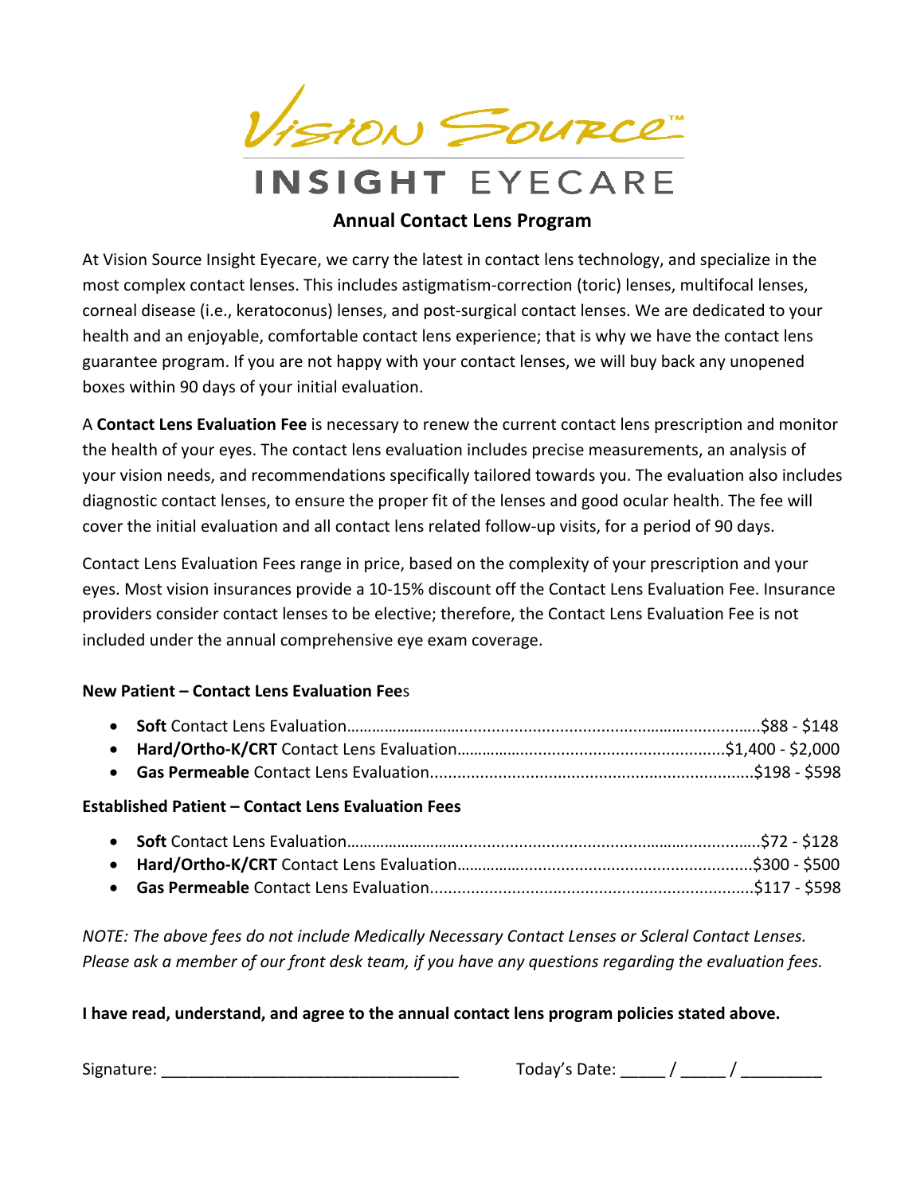# Vision Source™

## INSIGHT EYECARE

### Annual Contact Lens Program

At Vision Source Insight Eyecare, we carry the latest in contact lens technology, and specialize in the most complex contact lenses. This includes astigmatism-correction (toric) lenses, multifocal lenses, corneal disease (i.e., keratoconus) lenses, and post-surgical contact lenses. We are dedicated to your health and an enjoyable, comfortable contact lens experience; that is why we have the contact lens guarantee program. If you are not happy with your contact lenses, we will buy back any unopened boxes within 90 days of your initial evaluation.

A **Contact Lens Evaluation Fee** is necessary to renew the current contact lens prescription and monitor the health of your eyes. The contact lens evaluation includes precise measurements, an analysis of your vision needs, and recommendations specifically tailored towards you. The evaluation also includes diagnostic contact lenses, to ensure the proper fit of the lenses and good ocular health. The fee will cover the initial evaluation and all contact lens related follow-up visits, for a period of 90 days.

Contact Lens Evaluation Fees range in price, based on the complexity of your prescription and your eyes. Most vision insurances provide a 10-15% discount off the Contact Lens Evaluation Fee. Insurance providers consider contact lenses to be elective; therefore, the Contact Lens Evaluation Fee is not included under the annual comprehensive eye exam coverage.

**New Patient – Contact Lens Evaluation Fees**

- **Soft** Contact Lens Evaluation..........................................................................................$88 - $148
- **Hard/Ortho-K/CRT** Contact Lens Evaluation............................................................$1,400 - $2,000
- **Gas Permeable** Contact Lens Evaluation.......................................................................$198 - $598

**Established Patient – Contact Lens Evaluation Fees**

- **Soft** Contact Lens Evaluation..........................................................................................$72 - $128
- **Hard/Ortho-K/CRT** Contact Lens Evaluation..................................................................$300 - $500
- **Gas Permeable** Contact Lens Evaluation.......................................................................$117 - $598

*NOTE: The above fees do not include Medically Necessary Contact Lenses or Scleral Contact Lenses. Please ask a member of our front desk team, if you have any questions regarding the evaluation fees.*

**I have read, understand, and agree to the annual contact lens program policies stated above.**

Signature: ________________________________ Today's Date: _____ / _____ / _________